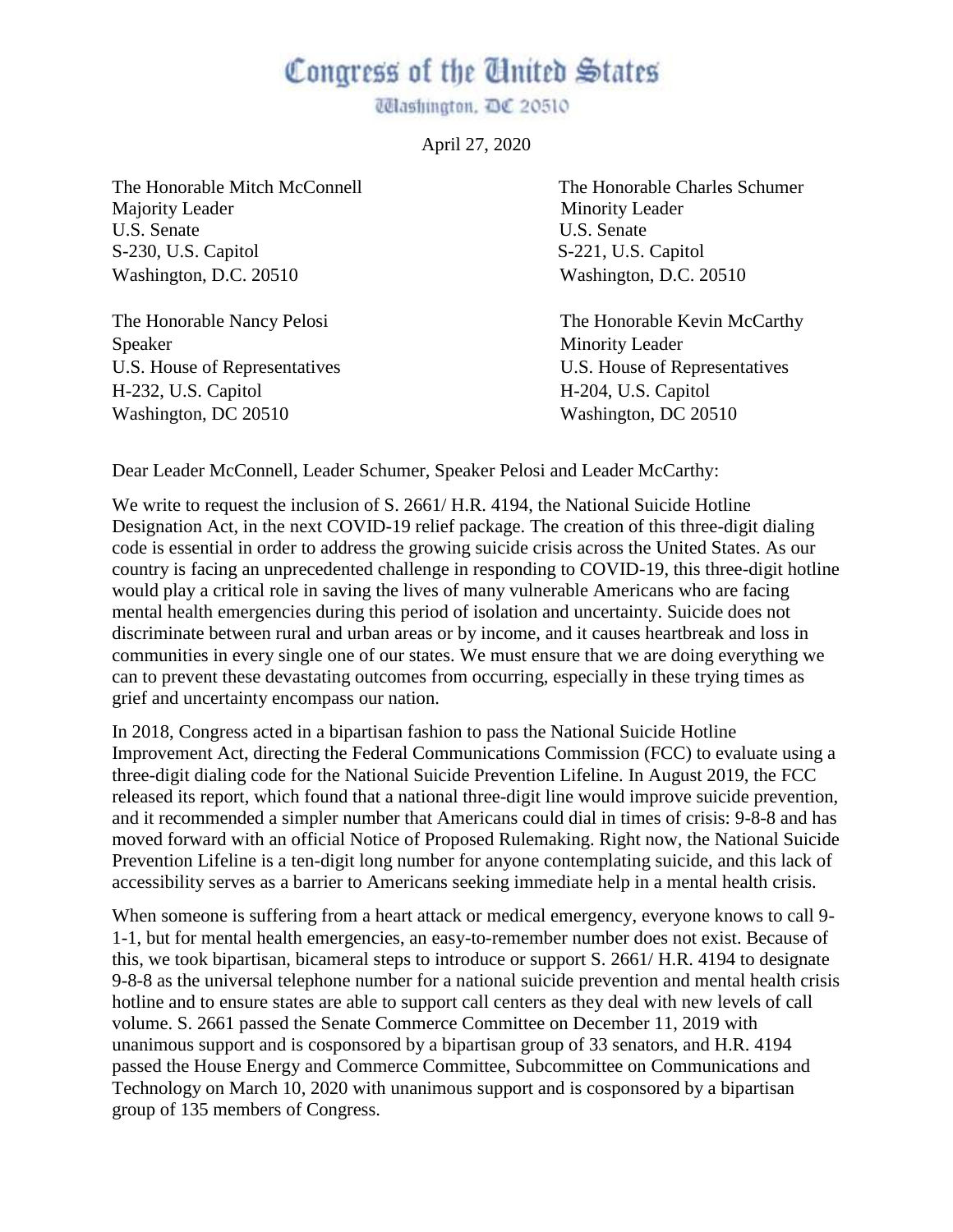# Congress of the United States

Washington, DC 20510

April 27, 2020

The Honorable Mitch McConnell
Majority Leader
U.S. Senate
S-230, U.S. Capitol
Washington, D.C. 20510

The Honorable Charles Schumer
Minority Leader
U.S. Senate
S-221, U.S. Capitol
Washington, D.C. 20510

The Honorable Nancy Pelosi
Speaker
U.S. House of Representatives
H-232, U.S. Capitol
Washington, DC 20510

The Honorable Kevin McCarthy
Minority Leader
U.S. House of Representatives
H-204, U.S. Capitol
Washington, DC 20510

Dear Leader McConnell, Leader Schumer, Speaker Pelosi and Leader McCarthy:

We write to request the inclusion of S. 2661/ H.R. 4194, the National Suicide Hotline Designation Act, in the next COVID-19 relief package. The creation of this three-digit dialing code is essential in order to address the growing suicide crisis across the United States. As our country is facing an unprecedented challenge in responding to COVID-19, this three-digit hotline would play a critical role in saving the lives of many vulnerable Americans who are facing mental health emergencies during this period of isolation and uncertainty. Suicide does not discriminate between rural and urban areas or by income, and it causes heartbreak and loss in communities in every single one of our states. We must ensure that we are doing everything we can to prevent these devastating outcomes from occurring, especially in these trying times as grief and uncertainty encompass our nation.

In 2018, Congress acted in a bipartisan fashion to pass the National Suicide Hotline Improvement Act, directing the Federal Communications Commission (FCC) to evaluate using a three-digit dialing code for the National Suicide Prevention Lifeline. In August 2019, the FCC released its report, which found that a national three-digit line would improve suicide prevention, and it recommended a simpler number that Americans could dial in times of crisis: 9-8-8 and has moved forward with an official Notice of Proposed Rulemaking. Right now, the National Suicide Prevention Lifeline is a ten-digit long number for anyone contemplating suicide, and this lack of accessibility serves as a barrier to Americans seeking immediate help in a mental health crisis.

When someone is suffering from a heart attack or medical emergency, everyone knows to call 9-1-1, but for mental health emergencies, an easy-to-remember number does not exist. Because of this, we took bipartisan, bicameral steps to introduce or support S. 2661/ H.R. 4194 to designate 9-8-8 as the universal telephone number for a national suicide prevention and mental health crisis hotline and to ensure states are able to support call centers as they deal with new levels of call volume. S. 2661 passed the Senate Commerce Committee on December 11, 2019 with unanimous support and is cosponsored by a bipartisan group of 33 senators, and H.R. 4194 passed the House Energy and Commerce Committee, Subcommittee on Communications and Technology on March 10, 2020 with unanimous support and is cosponsored by a bipartisan group of 135 members of Congress.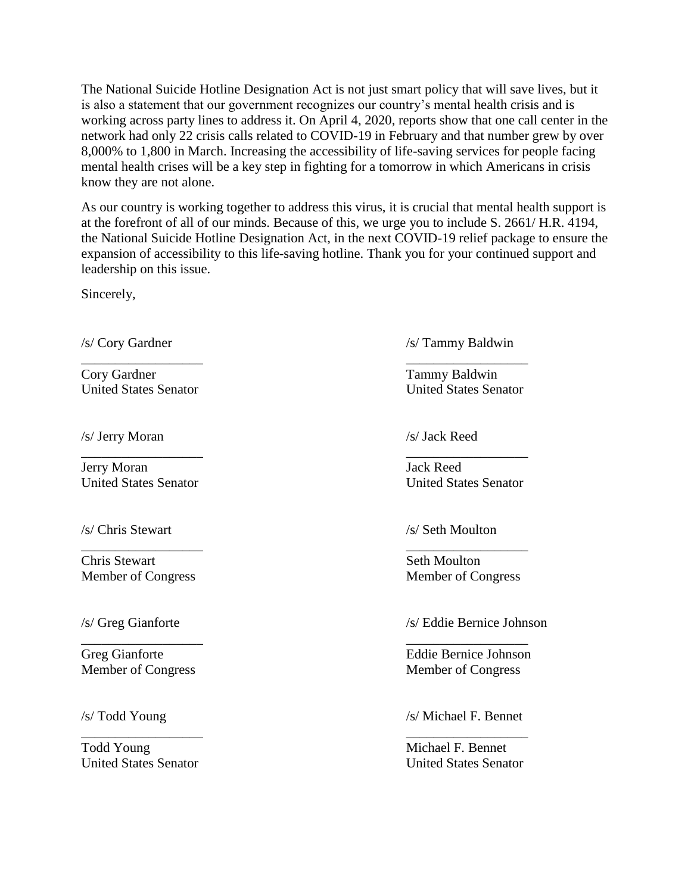The National Suicide Hotline Designation Act is not just smart policy that will save lives, but it is also a statement that our government recognizes our country's mental health crisis and is working across party lines to address it. On April 4, 2020, reports show that one call center in the network had only 22 crisis calls related to COVID-19 in February and that number grew by over 8,000% to 1,800 in March. Increasing the accessibility of life-saving services for people facing mental health crises will be a key step in fighting for a tomorrow in which Americans in crisis know they are not alone.

As our country is working together to address this virus, it is crucial that mental health support is at the forefront of all of our minds. Because of this, we urge you to include S. 2661/ H.R. 4194, the National Suicide Hotline Designation Act, in the next COVID-19 relief package to ensure the expansion of accessibility to this life-saving hotline. Thank you for your continued support and leadership on this issue.

Sincerely,

/s/ Cory Gardner
Cory Gardner
United States Senator

/s/ Tammy Baldwin
Tammy Baldwin
United States Senator

/s/ Jerry Moran
Jerry Moran
United States Senator

/s/ Jack Reed
Jack Reed
United States Senator

/s/ Chris Stewart
Chris Stewart
Member of Congress

/s/ Seth Moulton
Seth Moulton
Member of Congress

/s/ Greg Gianforte
Greg Gianforte
Member of Congress

/s/ Eddie Bernice Johnson
Eddie Bernice Johnson
Member of Congress

/s/ Todd Young
Todd Young
United States Senator

/s/ Michael F. Bennet
Michael F. Bennet
United States Senator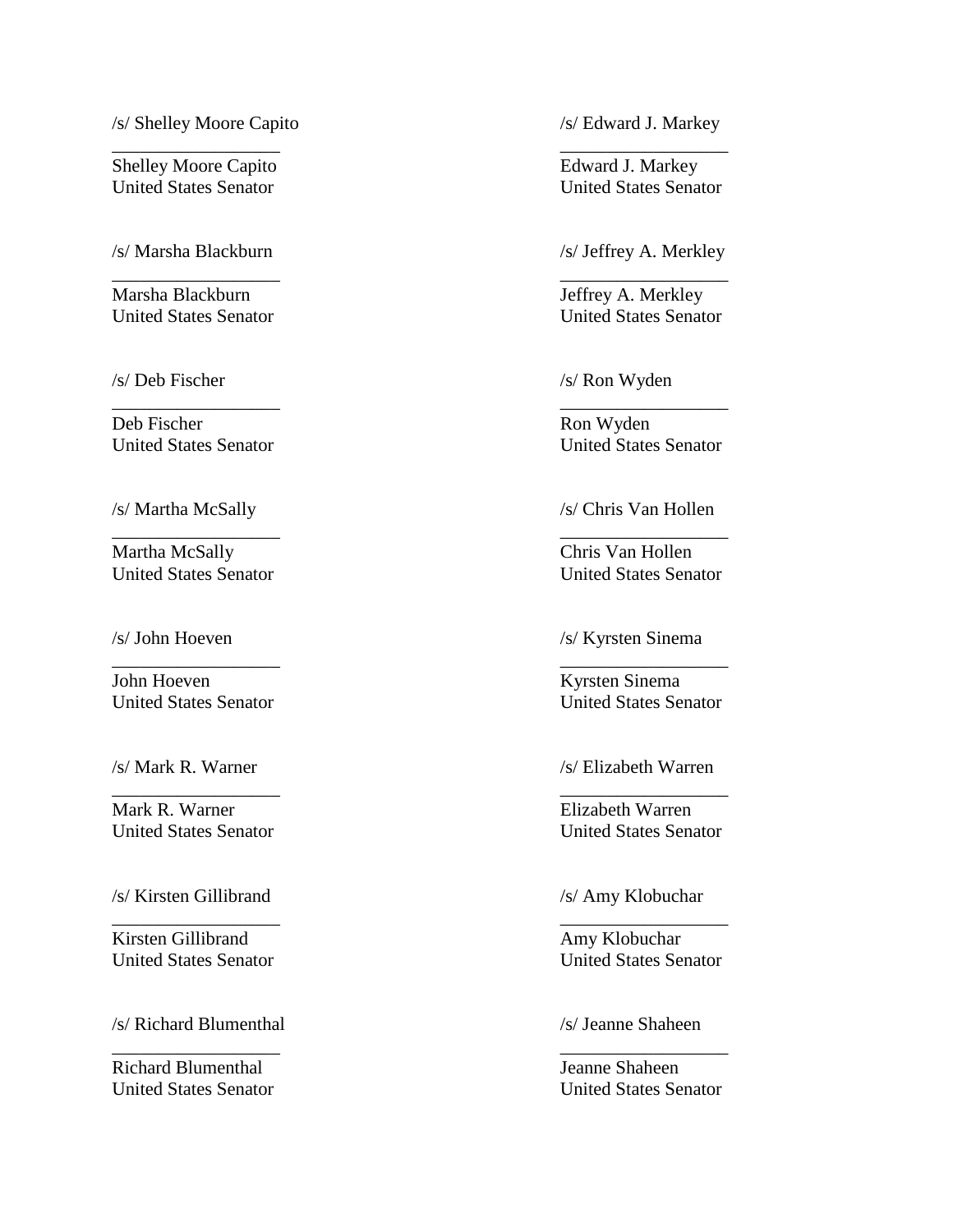/s/ Shelley Moore Capito

\_\_\_\_\_\_\_\_\_\_\_\_\_\_\_\_\_\_

Shelley Moore Capito
United States Senator

/s/ Marsha Blackburn

\_\_\_\_\_\_\_\_\_\_\_\_\_\_\_\_\_\_

Marsha Blackburn
United States Senator

/s/ Deb Fischer

\_\_\_\_\_\_\_\_\_\_\_\_\_\_\_\_\_\_

Deb Fischer
United States Senator

/s/ Martha McSally

\_\_\_\_\_\_\_\_\_\_\_\_\_\_\_\_\_\_

Martha McSally
United States Senator

/s/ John Hoeven

\_\_\_\_\_\_\_\_\_\_\_\_\_\_\_\_\_\_

John Hoeven
United States Senator

/s/ Mark R. Warner

\_\_\_\_\_\_\_\_\_\_\_\_\_\_\_\_\_\_

Mark R. Warner
United States Senator

/s/ Kirsten Gillibrand

\_\_\_\_\_\_\_\_\_\_\_\_\_\_\_\_\_\_

Kirsten Gillibrand
United States Senator

/s/ Richard Blumenthal

\_\_\_\_\_\_\_\_\_\_\_\_\_\_\_\_\_\_

Richard Blumenthal
United States Senator

/s/ Edward J. Markey

\_\_\_\_\_\_\_\_\_\_\_\_\_\_\_\_\_\_

Edward J. Markey
United States Senator

/s/ Jeffrey A. Merkley

\_\_\_\_\_\_\_\_\_\_\_\_\_\_\_\_\_\_

Jeffrey A. Merkley
United States Senator

/s/ Ron Wyden

\_\_\_\_\_\_\_\_\_\_\_\_\_\_\_\_\_\_

Ron Wyden
United States Senator

/s/ Chris Van Hollen

\_\_\_\_\_\_\_\_\_\_\_\_\_\_\_\_\_\_

Chris Van Hollen
United States Senator

/s/ Kyrsten Sinema

\_\_\_\_\_\_\_\_\_\_\_\_\_\_\_\_\_\_

Kyrsten Sinema
United States Senator

/s/ Elizabeth Warren

\_\_\_\_\_\_\_\_\_\_\_\_\_\_\_\_\_\_

Elizabeth Warren
United States Senator

/s/ Amy Klobuchar

\_\_\_\_\_\_\_\_\_\_\_\_\_\_\_\_\_\_

Amy Klobuchar
United States Senator

/s/ Jeanne Shaheen

\_\_\_\_\_\_\_\_\_\_\_\_\_\_\_\_\_\_

Jeanne Shaheen
United States Senator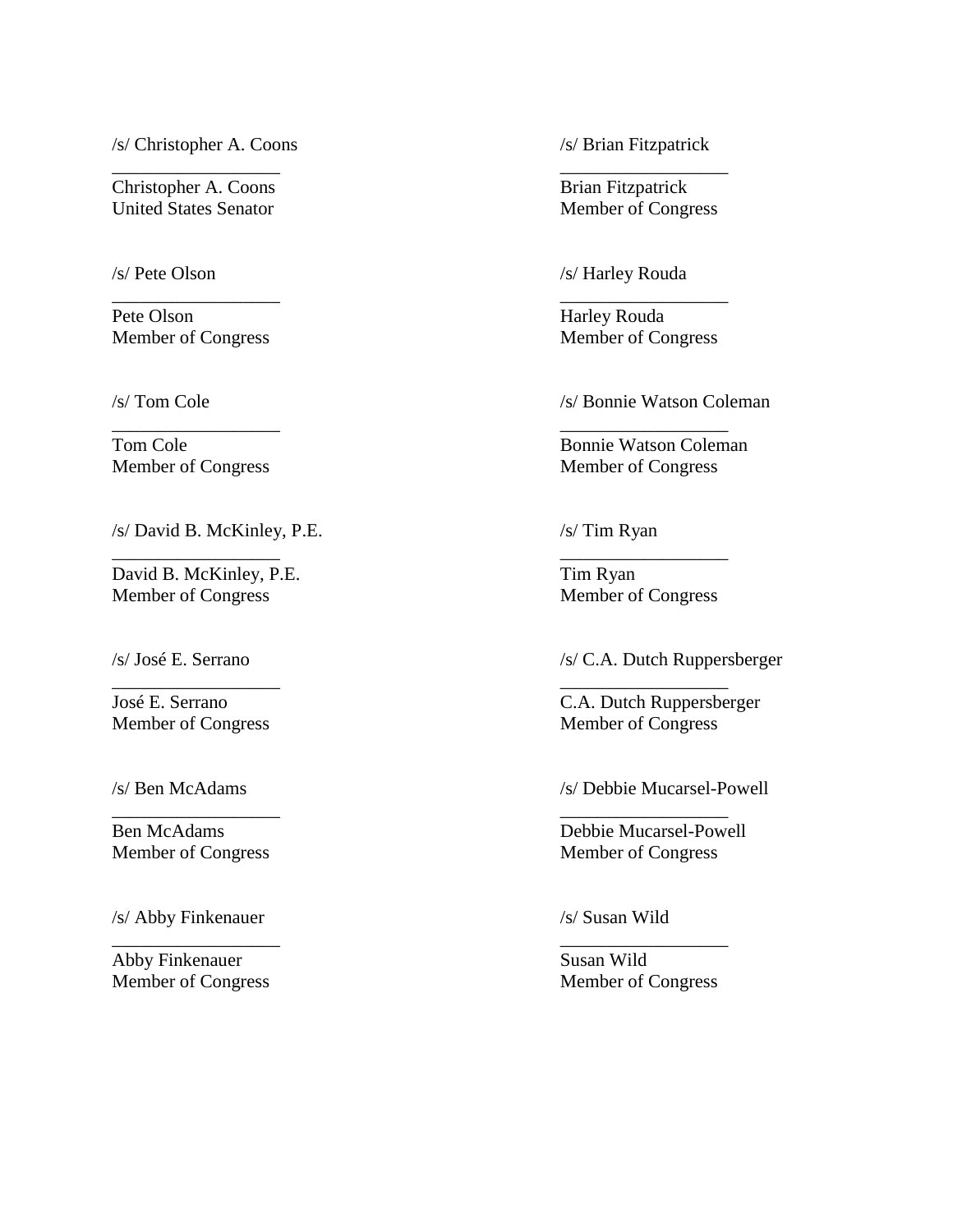/s/ Christopher A. Coons

\_\_\_\_\_\_\_\_\_\_\_\_\_\_\_\_\_\_

Christopher A. Coons
United States Senator

/s/ Brian Fitzpatrick

\_\_\_\_\_\_\_\_\_\_\_\_\_\_\_\_\_\_

Brian Fitzpatrick
Member of Congress

/s/ Pete Olson

\_\_\_\_\_\_\_\_\_\_\_\_\_\_\_\_\_\_

Pete Olson
Member of Congress

/s/ Harley Rouda

\_\_\_\_\_\_\_\_\_\_\_\_\_\_\_\_\_\_

Harley Rouda
Member of Congress

/s/ Tom Cole

\_\_\_\_\_\_\_\_\_\_\_\_\_\_\_\_\_\_

Tom Cole
Member of Congress

/s/ Bonnie Watson Coleman

\_\_\_\_\_\_\_\_\_\_\_\_\_\_\_\_\_\_

Bonnie Watson Coleman
Member of Congress

/s/ David B. McKinley, P.E.

\_\_\_\_\_\_\_\_\_\_\_\_\_\_\_\_\_\_

David B. McKinley, P.E.
Member of Congress

/s/ Tim Ryan

\_\_\_\_\_\_\_\_\_\_\_\_\_\_\_\_\_\_

Tim Ryan
Member of Congress

/s/ José E. Serrano

\_\_\_\_\_\_\_\_\_\_\_\_\_\_\_\_\_\_

José E. Serrano
Member of Congress

/s/ C.A. Dutch Ruppersberger

\_\_\_\_\_\_\_\_\_\_\_\_\_\_\_\_\_\_

C.A. Dutch Ruppersberger
Member of Congress

/s/ Ben McAdams

\_\_\_\_\_\_\_\_\_\_\_\_\_\_\_\_\_\_

Ben McAdams
Member of Congress

/s/ Debbie Mucarsel-Powell

\_\_\_\_\_\_\_\_\_\_\_\_\_\_\_\_\_\_

Debbie Mucarsel-Powell
Member of Congress

/s/ Abby Finkenauer

\_\_\_\_\_\_\_\_\_\_\_\_\_\_\_\_\_\_

Abby Finkenauer
Member of Congress

/s/ Susan Wild

\_\_\_\_\_\_\_\_\_\_\_\_\_\_\_\_\_\_

Susan Wild
Member of Congress